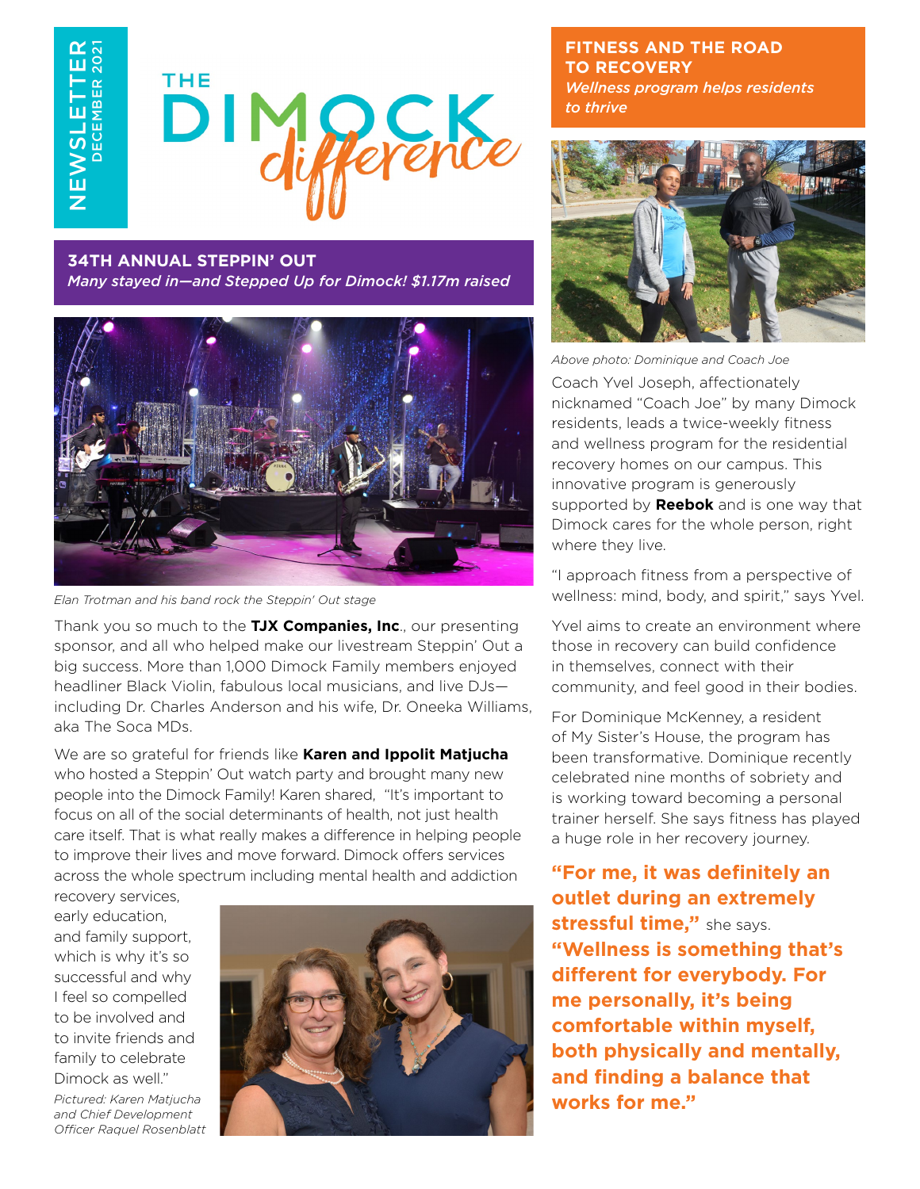NEWSLETTER DECEMBER 2021

# THE DIMOCK difference

## 34TH ANNUAL STEPPIN' OUT

*Many stayed in—and Stepped Up for Dimock! $1.17m raised*

*Elan Trotman and his band rock the Steppin' Out stage*

Thank you so much to the **TJX Companies, Inc**., our presenting sponsor, and all who helped make our livestream Steppin' Out a big success. More than 1,000 Dimock Family members enjoyed headliner Black Violin, fabulous local musicians, and live DJs—including Dr. Charles Anderson and his wife, Dr. Oneeka Williams, aka The Soca MDs.

We are so grateful for friends like **Karen and Ippolit Matjucha** who hosted a Steppin' Out watch party and brought many new people into the Dimock Family! Karen shared, "It's important to focus on all of the social determinants of health, not just health care itself. That is what really makes a difference in helping people to improve their lives and move forward. Dimock offers services across the whole spectrum including mental health and addiction recovery services, early education, and family support, which is why it's so successful and why I feel so compelled to be involved and to invite friends and family to celebrate Dimock as well."

*Pictured: Karen Matjucha and Chief Development Officer Raquel Rosenblatt*

## FITNESS AND THE ROAD TO RECOVERY

*Wellness program helps residents to thrive*

*Above photo: Dominique and Coach Joe*

Coach Yvel Joseph, affectionately nicknamed "Coach Joe" by many Dimock residents, leads a twice-weekly fitness and wellness program for the residential recovery homes on our campus. This innovative program is generously supported by **Reebok** and is one way that Dimock cares for the whole person, right where they live.

"I approach fitness from a perspective of wellness: mind, body, and spirit," says Yvel.

Yvel aims to create an environment where those in recovery can build confidence in themselves, connect with their community, and feel good in their bodies.

For Dominique McKenney, a resident of My Sister's House, the program has been transformative. Dominique recently celebrated nine months of sobriety and is working toward becoming a personal trainer herself. She says fitness has played a huge role in her recovery journey.

**"For me, it was definitely an outlet during an extremely stressful time,"** she says. **"Wellness is something that's different for everybody. For me personally, it's being comfortable within myself, both physically and mentally, and finding a balance that works for me."**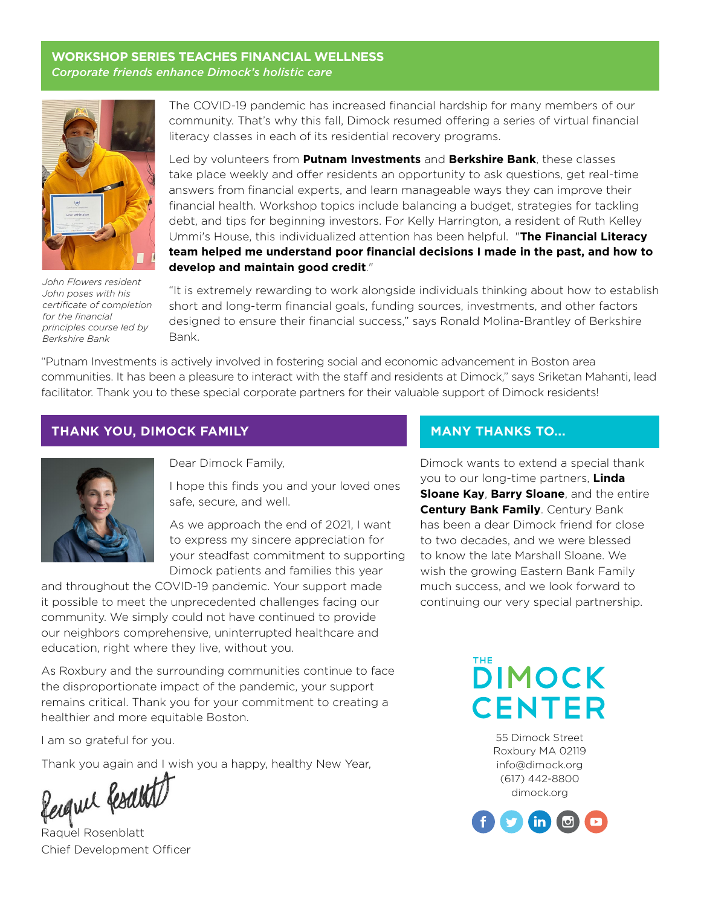## WORKSHOP SERIES TEACHES FINANCIAL WELLNESS

*Corporate friends enhance Dimock's holistic care*

The COVID-19 pandemic has increased financial hardship for many members of our community. That's why this fall, Dimock resumed offering a series of virtual financial literacy classes in each of its residential recovery programs.

Led by volunteers from **Putnam Investments** and **Berkshire Bank**, these classes take place weekly and offer residents an opportunity to ask questions, get real-time answers from financial experts, and learn manageable ways they can improve their financial health. Workshop topics include balancing a budget, strategies for tackling debt, and tips for beginning investors. For Kelly Harrington, a resident of Ruth Kelley Ummi's House, this individualized attention has been helpful. "**The Financial Literacy team helped me understand poor financial decisions I made in the past, and how to develop and maintain good credit**."

*John Flowers resident John poses with his certificate of completion for the financial principles course led by Berkshire Bank*

"It is extremely rewarding to work alongside individuals thinking about how to establish short and long-term financial goals, funding sources, investments, and other factors designed to ensure their financial success," says Ronald Molina-Brantley of Berkshire Bank.

"Putnam Investments is actively involved in fostering social and economic advancement in Boston area communities. It has been a pleasure to interact with the staff and residents at Dimock," says Sriketan Mahanti, lead facilitator. Thank you to these special corporate partners for their valuable support of Dimock residents!

## THANK YOU, DIMOCK FAMILY

Dear Dimock Family,

I hope this finds you and your loved ones safe, secure, and well.

As we approach the end of 2021, I want to express my sincere appreciation for your steadfast commitment to supporting Dimock patients and families this year and throughout the COVID-19 pandemic. Your support made it possible to meet the unprecedented challenges facing our community. We simply could not have continued to provide our neighbors comprehensive, uninterrupted healthcare and education, right where they live, without you.

As Roxbury and the surrounding communities continue to face the disproportionate impact of the pandemic, your support remains critical. Thank you for your commitment to creating a healthier and more equitable Boston.

I am so grateful for you.

Thank you again and I wish you a happy, healthy New Year,

Raquel Rosenblatt
Chief Development Officer

## MANY THANKS TO...

Dimock wants to extend a special thank you to our long-time partners, **Linda Sloane Kay**, **Barry Sloane**, and the entire **Century Bank Family**. Century Bank has been a dear Dimock friend for close to two decades, and we were blessed to know the late Marshall Sloane. We wish the growing Eastern Bank Family much success, and we look forward to continuing our very special partnership.

THE DIMOCK CENTER

55 Dimock Street
Roxbury MA 02119
info@dimock.org
(617) 442-8800
dimock.org